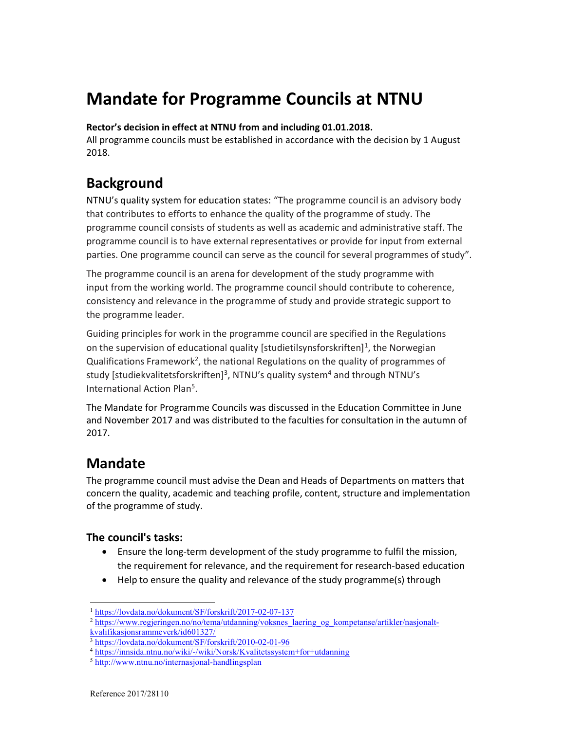# Mandate for Programme Councils at NTNU

**Rector's decision in effect at NTNU from and including 01.01.2018.**
All programme councils must be established in accordance with the decision by 1 August 2018.

## Background

NTNU's quality system for education states: "The programme council is an advisory body that contributes to efforts to enhance the quality of the programme of study. The programme council consists of students as well as academic and administrative staff. The programme council is to have external representatives or provide for input from external parties. One programme council can serve as the council for several programmes of study".

The programme council is an arena for development of the study programme with input from the working world. The programme council should contribute to coherence, consistency and relevance in the programme of study and provide strategic support to the programme leader.

Guiding principles for work in the programme council are specified in the Regulations on the supervision of educational quality [studietilsynsforskriften][1], the Norwegian Qualifications Framework[2], the national Regulations on the quality of programmes of study [studiekvalitetsforskriften][3], NTNU's quality system[4] and through NTNU's International Action Plan[5].

The Mandate for Programme Councils was discussed in the Education Committee in June and November 2017 and was distributed to the faculties for consultation in the autumn of 2017.

## Mandate

The programme council must advise the Dean and Heads of Departments on matters that concern the quality, academic and teaching profile, content, structure and implementation of the programme of study.

### The council's tasks:

- Ensure the long-term development of the study programme to fulfil the mission, the requirement for relevance, and the requirement for research-based education
- Help to ensure the quality and relevance of the study programme(s) through

[1] https://lovdata.no/dokument/SF/forskrift/2017-02-07-137
[2] https://www.regjeringen.no/no/tema/utdanning/voksnes_laering_og_kompetanse/artikler/nasjonalt-kvalifikasjonsrammeverk/id601327/
[3] https://lovdata.no/dokument/SF/forskrift/2010-02-01-96
[4] https://innsida.ntnu.no/wiki/-/wiki/Norsk/Kvalitetssystem+for+utdanning
[5] http://www.ntnu.no/internasjonal-handlingsplan

Reference 2017/28110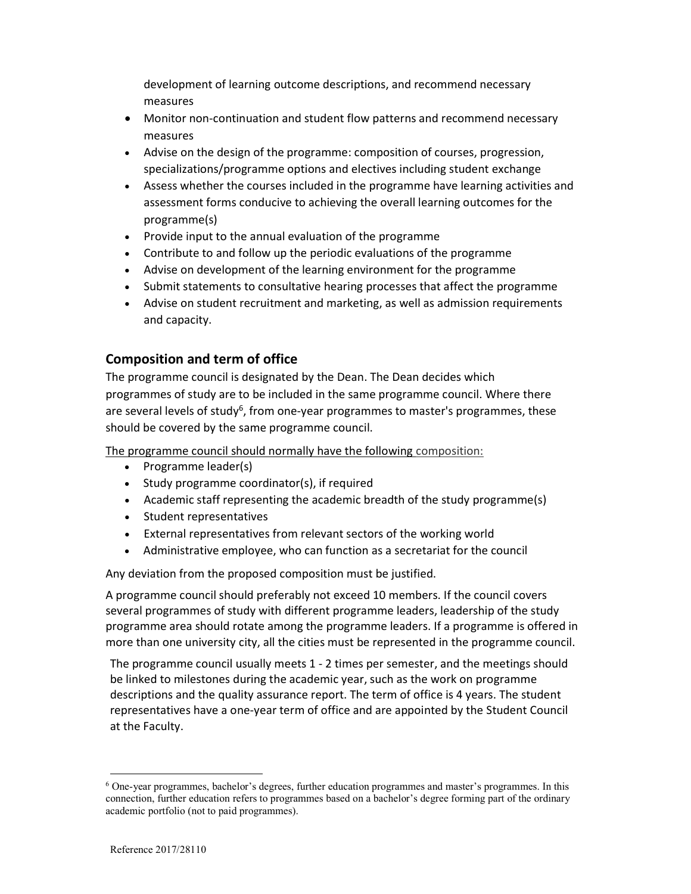development of learning outcome descriptions, and recommend necessary measures

- Monitor non-continuation and student flow patterns and recommend necessary measures
- Advise on the design of the programme: composition of courses, progression, specializations/programme options and electives including student exchange
- Assess whether the courses included in the programme have learning activities and assessment forms conducive to achieving the overall learning outcomes for the programme(s)
- Provide input to the annual evaluation of the programme
- Contribute to and follow up the periodic evaluations of the programme
- Advise on development of the learning environment for the programme
- Submit statements to consultative hearing processes that affect the programme
- Advise on student recruitment and marketing, as well as admission requirements and capacity.

## Composition and term of office

The programme council is designated by the Dean. The Dean decides which programmes of study are to be included in the same programme council. Where there are several levels of study[6], from one-year programmes to master's programmes, these should be covered by the same programme council.

The programme council should normally have the following composition:

- Programme leader(s)
- Study programme coordinator(s), if required
- Academic staff representing the academic breadth of the study programme(s)
- Student representatives
- External representatives from relevant sectors of the working world
- Administrative employee, who can function as a secretariat for the council

Any deviation from the proposed composition must be justified.

A programme council should preferably not exceed 10 members. If the council covers several programmes of study with different programme leaders, leadership of the study programme area should rotate among the programme leaders. If a programme is offered in more than one university city, all the cities must be represented in the programme council.

The programme council usually meets 1 - 2 times per semester, and the meetings should be linked to milestones during the academic year, such as the work on programme descriptions and the quality assurance report. The term of office is 4 years. The student representatives have a one-year term of office and are appointed by the Student Council at the Faculty.

[6] One-year programmes, bachelor's degrees, further education programmes and master's programmes. In this connection, further education refers to programmes based on a bachelor's degree forming part of the ordinary academic portfolio (not to paid programmes).

Reference 2017/28110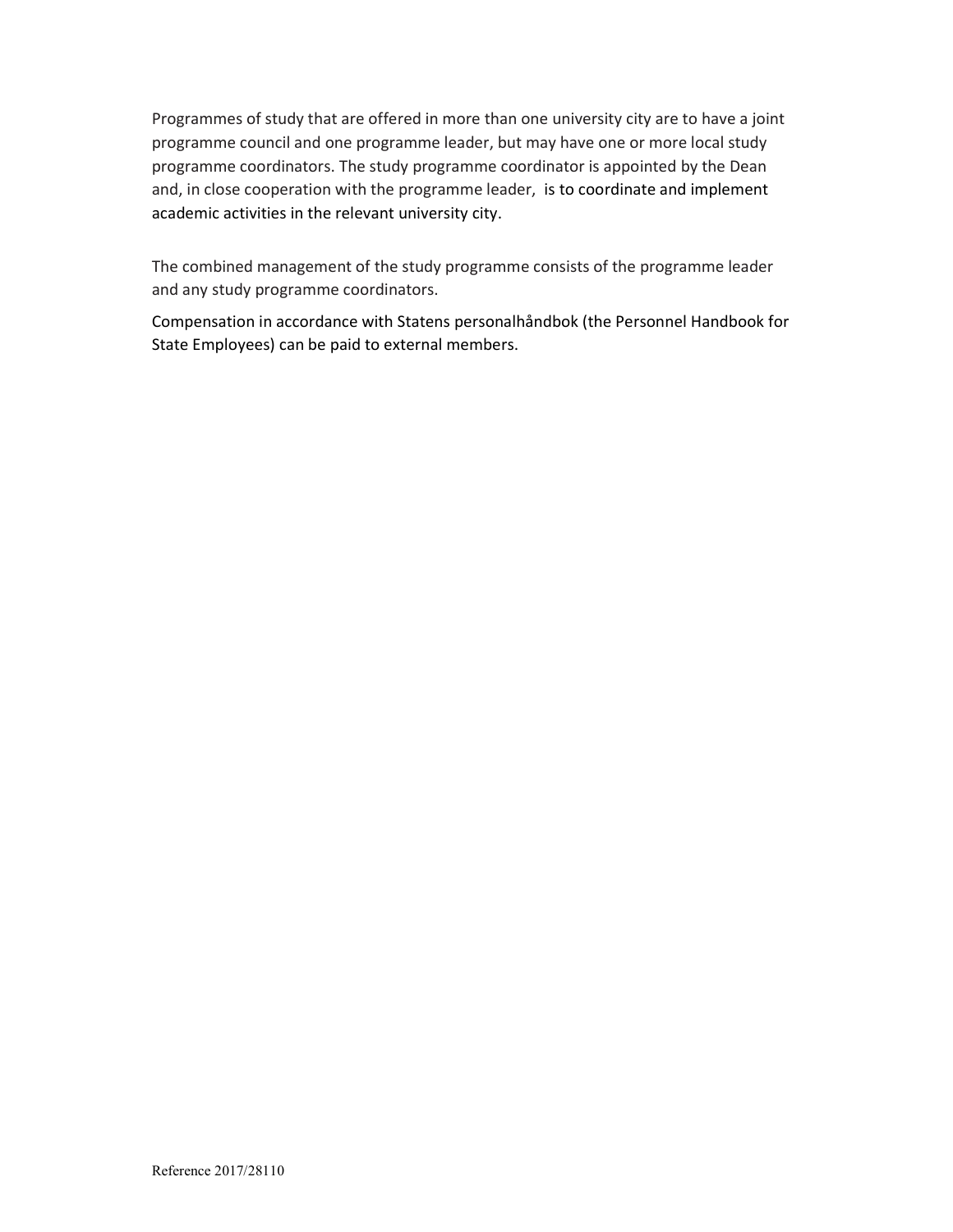Programmes of study that are offered in more than one university city are to have a joint programme council and one programme leader, but may have one or more local study programme coordinators. The study programme coordinator is appointed by the Dean and, in close cooperation with the programme leader, is to coordinate and implement academic activities in the relevant university city.

The combined management of the study programme consists of the programme leader and any study programme coordinators.

Compensation in accordance with Statens personalhåndbok (the Personnel Handbook for State Employees) can be paid to external members.

Reference 2017/28110